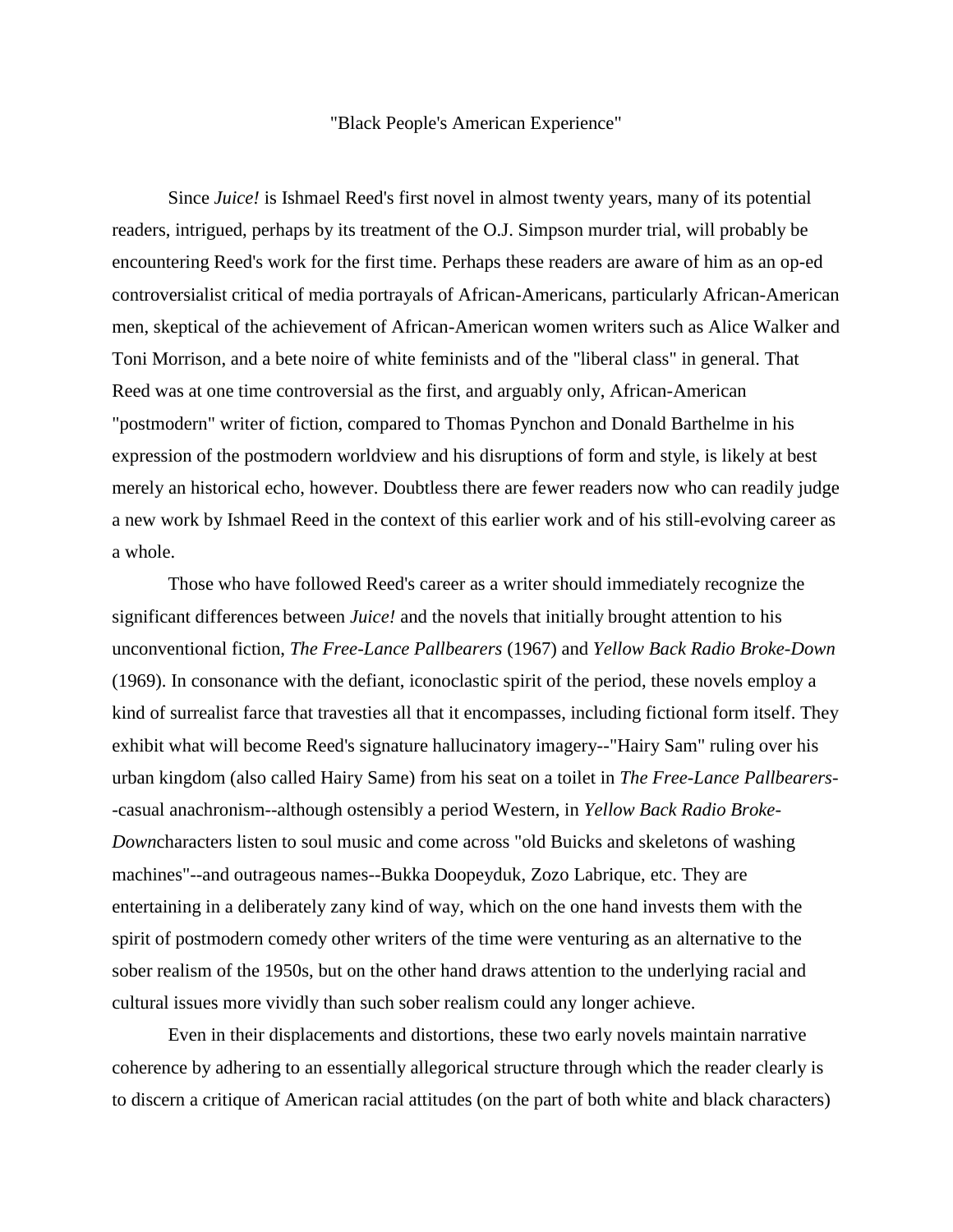"Black People's American Experience"

Since *Juice!* is Ishmael Reed's first novel in almost twenty years, many of its potential readers, intrigued, perhaps by its treatment of the O.J. Simpson murder trial, will probably be encountering Reed's work for the first time. Perhaps these readers are aware of him as an op-ed controversialist critical of media portrayals of African-Americans, particularly African-American men, skeptical of the achievement of African-American women writers such as Alice Walker and Toni Morrison, and a bete noire of white feminists and of the "liberal class" in general. That Reed was at one time controversial as the first, and arguably only, African-American "postmodern" writer of fiction, compared to Thomas Pynchon and Donald Barthelme in his expression of the postmodern worldview and his disruptions of form and style, is likely at best merely an historical echo, however. Doubtless there are fewer readers now who can readily judge a new work by Ishmael Reed in the context of this earlier work and of his still-evolving career as a whole.

Those who have followed Reed's career as a writer should immediately recognize the significant differences between *Juice!* and the novels that initially brought attention to his unconventional fiction, *The Free-Lance Pallbearers* (1967) and *Yellow Back Radio Broke-Down* (1969). In consonance with the defiant, iconoclastic spirit of the period, these novels employ a kind of surrealist farce that travesties all that it encompasses, including fictional form itself. They exhibit what will become Reed's signature hallucinatory imagery--"Hairy Sam" ruling over his urban kingdom (also called Hairy Same) from his seat on a toilet in *The Free-Lance Pallbearers*--casual anachronism--although ostensibly a period Western, in *Yellow Back Radio Broke-Down*characters listen to soul music and come across "old Buicks and skeletons of washing machines"--and outrageous names--Bukka Doopeyduk, Zozo Labrique, etc. They are entertaining in a deliberately zany kind of way, which on the one hand invests them with the spirit of postmodern comedy other writers of the time were venturing as an alternative to the sober realism of the 1950s, but on the other hand draws attention to the underlying racial and cultural issues more vividly than such sober realism could any longer achieve.

Even in their displacements and distortions, these two early novels maintain narrative coherence by adhering to an essentially allegorical structure through which the reader clearly is to discern a critique of American racial attitudes (on the part of both white and black characters)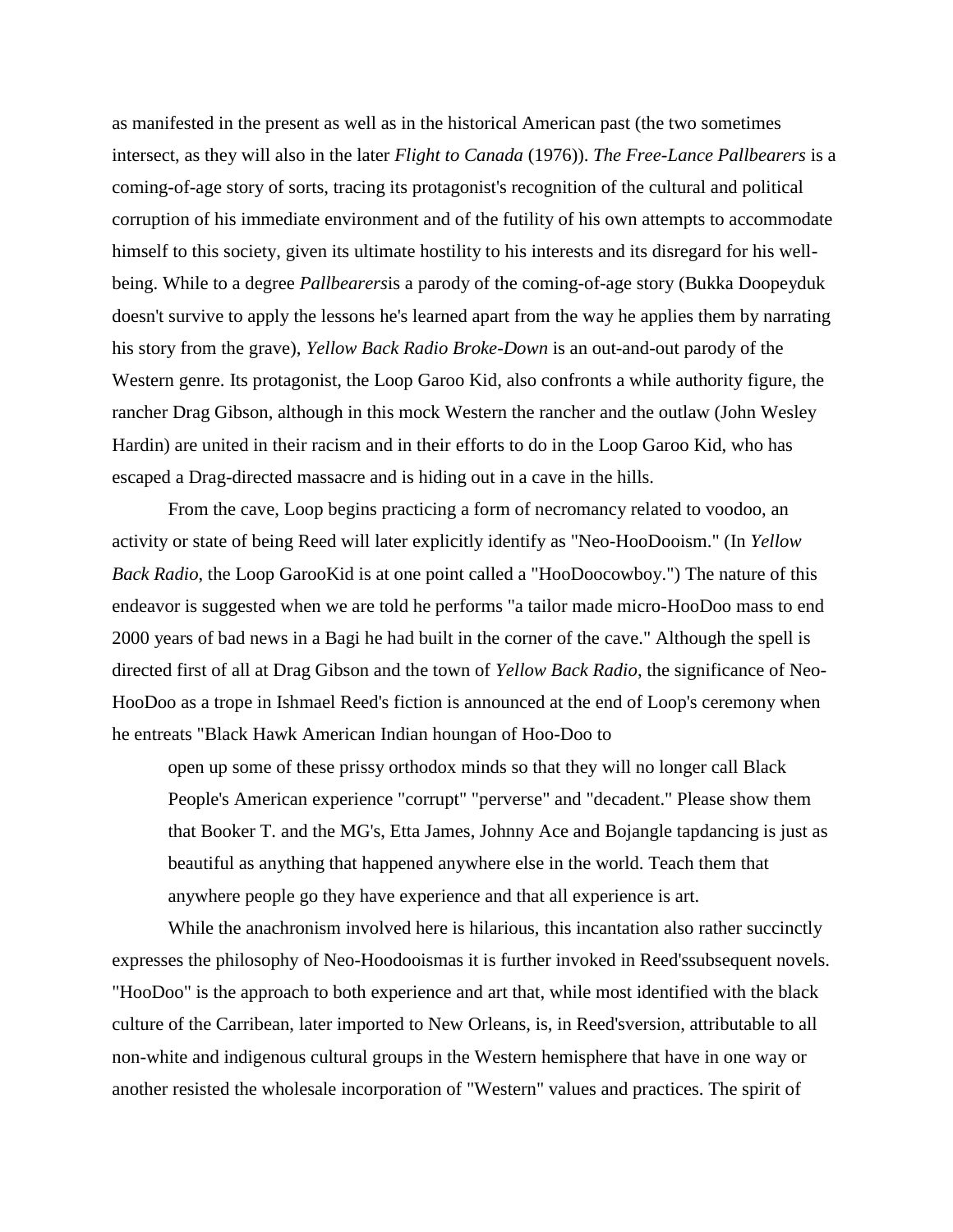as manifested in the present as well as in the historical American past (the two sometimes intersect, as they will also in the later *Flight to Canada* (1976)). *The Free-Lance Pallbearers* is a coming-of-age story of sorts, tracing its protagonist's recognition of the cultural and political corruption of his immediate environment and of the futility of his own attempts to accommodate himself to this society, given its ultimate hostility to his interests and its disregard for his well-being. While to a degree *Pallbearers*is a parody of the coming-of-age story (Bukka Doopeyduk doesn't survive to apply the lessons he's learned apart from the way he applies them by narrating his story from the grave), *Yellow Back Radio Broke-Down* is an out-and-out parody of the Western genre. Its protagonist, the Loop Garoo Kid, also confronts a while authority figure, the rancher Drag Gibson, although in this mock Western the rancher and the outlaw (John Wesley Hardin) are united in their racism and in their efforts to do in the Loop Garoo Kid, who has escaped a Drag-directed massacre and is hiding out in a cave in the hills.

From the cave, Loop begins practicing a form of necromancy related to voodoo, an activity or state of being Reed will later explicitly identify as "Neo-HooDooism." (In *Yellow Back Radio*, the Loop GarooKid is at one point called a "HooDoocowboy.") The nature of this endeavor is suggested when we are told he performs "a tailor made micro-HooDoo mass to end 2000 years of bad news in a Bagi he had built in the corner of the cave." Although the spell is directed first of all at Drag Gibson and the town of *Yellow Back Radio*, the significance of Neo-HooDoo as a trope in Ishmael Reed's fiction is announced at the end of Loop's ceremony when he entreats "Black Hawk American Indian houngan of Hoo-Doo to

> open up some of these prissy orthodox minds so that they will no longer call Black People's American experience "corrupt" "perverse" and "decadent." Please show them that Booker T. and the MG's, Etta James, Johnny Ace and Bojangle tapdancing is just as beautiful as anything that happened anywhere else in the world. Teach them that anywhere people go they have experience and that all experience is art.

While the anachronism involved here is hilarious, this incantation also rather succinctly expresses the philosophy of Neo-Hoodooismas it is further invoked in Reed'ssubsequent novels. "HooDoo" is the approach to both experience and art that, while most identified with the black culture of the Carribean, later imported to New Orleans, is, in Reed'sversion, attributable to all non-white and indigenous cultural groups in the Western hemisphere that have in one way or another resisted the wholesale incorporation of "Western" values and practices. The spirit of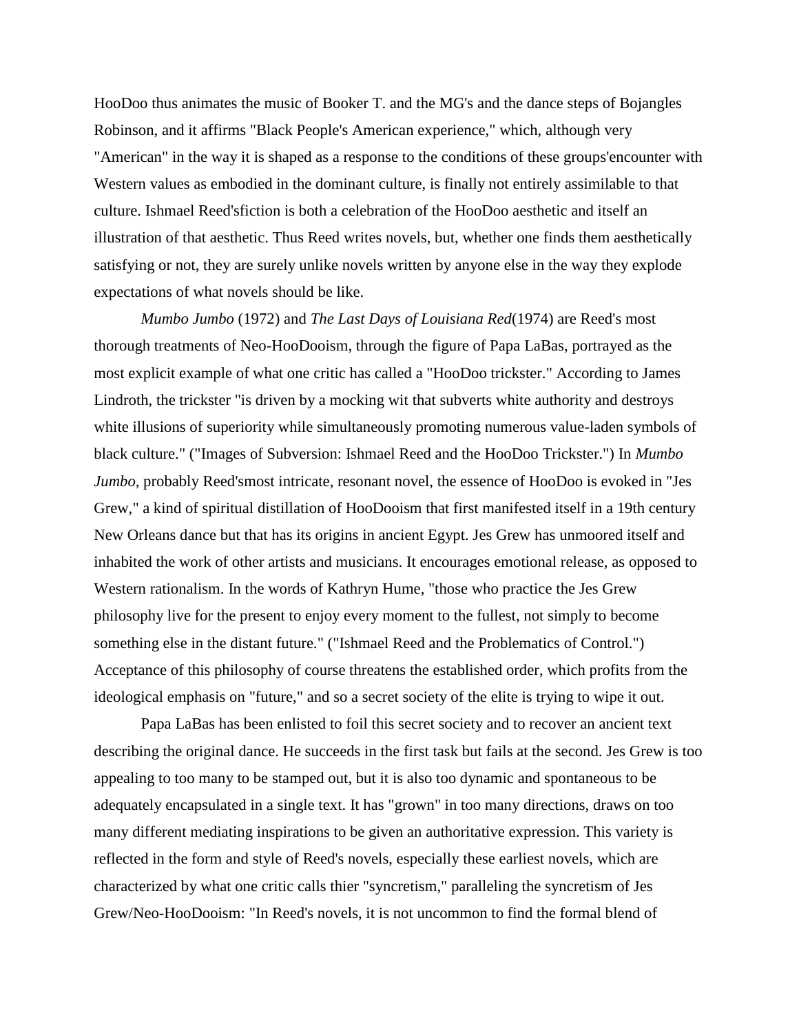HooDoo thus animates the music of Booker T. and the MG's and the dance steps of Bojangles Robinson, and it affirms "Black People's American experience," which, although very "American" in the way it is shaped as a response to the conditions of these groups'encounter with Western values as embodied in the dominant culture, is finally not entirely assimilable to that culture. Ishmael Reed'sfiction is both a celebration of the HooDoo aesthetic and itself an illustration of that aesthetic. Thus Reed writes novels, but, whether one finds them aesthetically satisfying or not, they are surely unlike novels written by anyone else in the way they explode expectations of what novels should be like.

*Mumbo Jumbo* (1972) and *The Last Days of Louisiana Red*(1974) are Reed's most thorough treatments of Neo-HooDooism, through the figure of Papa LaBas, portrayed as the most explicit example of what one critic has called a "HooDoo trickster." According to James Lindroth, the trickster "is driven by a mocking wit that subverts white authority and destroys white illusions of superiority while simultaneously promoting numerous value-laden symbols of black culture." ("Images of Subversion: Ishmael Reed and the HooDoo Trickster.") In *Mumbo Jumbo*, probably Reed'smost intricate, resonant novel, the essence of HooDoo is evoked in "Jes Grew," a kind of spiritual distillation of HooDooism that first manifested itself in a 19th century New Orleans dance but that has its origins in ancient Egypt. Jes Grew has unmoored itself and inhabited the work of other artists and musicians. It encourages emotional release, as opposed to Western rationalism. In the words of Kathryn Hume, "those who practice the Jes Grew philosophy live for the present to enjoy every moment to the fullest, not simply to become something else in the distant future." ("Ishmael Reed and the Problematics of Control.") Acceptance of this philosophy of course threatens the established order, which profits from the ideological emphasis on "future," and so a secret society of the elite is trying to wipe it out.

Papa LaBas has been enlisted to foil this secret society and to recover an ancient text describing the original dance. He succeeds in the first task but fails at the second. Jes Grew is too appealing to too many to be stamped out, but it is also too dynamic and spontaneous to be adequately encapsulated in a single text. It has "grown" in too many directions, draws on too many different mediating inspirations to be given an authoritative expression. This variety is reflected in the form and style of Reed's novels, especially these earliest novels, which are characterized by what one critic calls thier "syncretism," paralleling the syncretism of Jes Grew/Neo-HooDooism: "In Reed's novels, it is not uncommon to find the formal blend of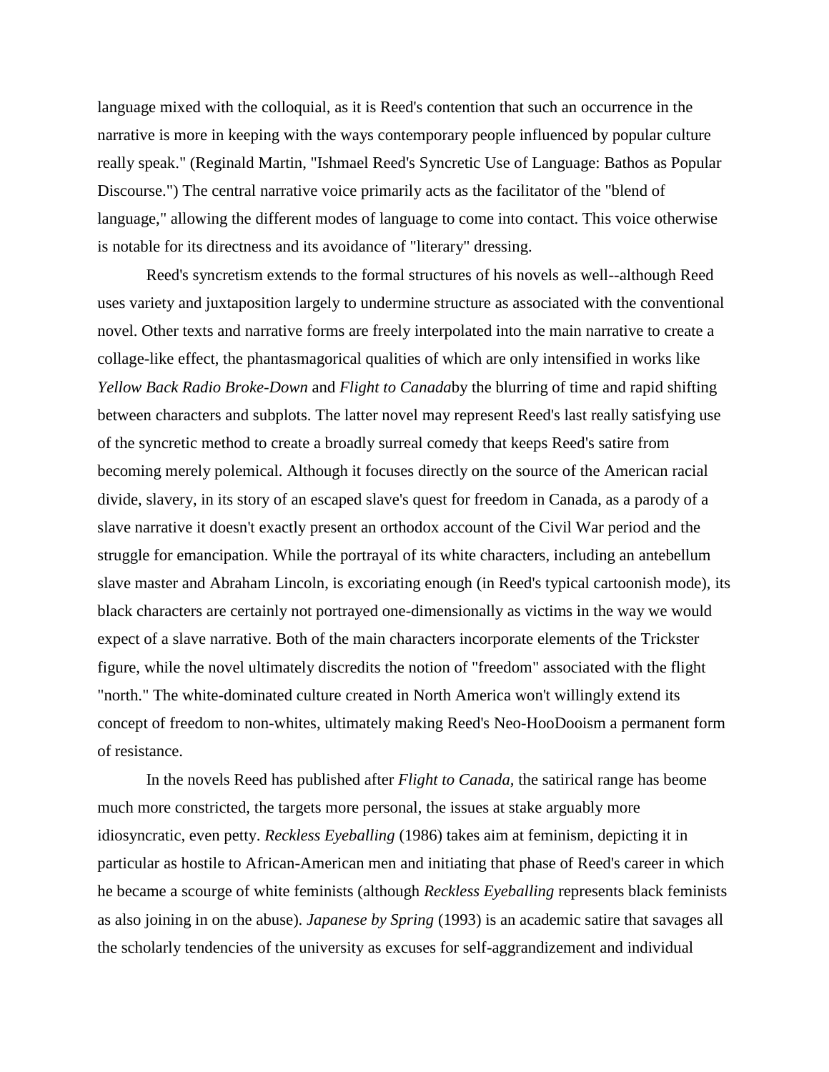language mixed with the colloquial, as it is Reed's contention that such an occurrence in the narrative is more in keeping with the ways contemporary people influenced by popular culture really speak." (Reginald Martin, "Ishmael Reed's Syncretic Use of Language: Bathos as Popular Discourse.") The central narrative voice primarily acts as the facilitator of the "blend of language," allowing the different modes of language to come into contact. This voice otherwise is notable for its directness and its avoidance of "literary" dressing.

Reed's syncretism extends to the formal structures of his novels as well--although Reed uses variety and juxtaposition largely to undermine structure as associated with the conventional novel. Other texts and narrative forms are freely interpolated into the main narrative to create a collage-like effect, the phantasmagorical qualities of which are only intensified in works like *Yellow Back Radio Broke-Down* and *Flight to Canada*by the blurring of time and rapid shifting between characters and subplots. The latter novel may represent Reed's last really satisfying use of the syncretic method to create a broadly surreal comedy that keeps Reed's satire from becoming merely polemical. Although it focuses directly on the source of the American racial divide, slavery, in its story of an escaped slave's quest for freedom in Canada, as a parody of a slave narrative it doesn't exactly present an orthodox account of the Civil War period and the struggle for emancipation. While the portrayal of its white characters, including an antebellum slave master and Abraham Lincoln, is excoriating enough (in Reed's typical cartoonish mode), its black characters are certainly not portrayed one-dimensionally as victims in the way we would expect of a slave narrative. Both of the main characters incorporate elements of the Trickster figure, while the novel ultimately discredits the notion of "freedom" associated with the flight "north." The white-dominated culture created in North America won't willingly extend its concept of freedom to non-whites, ultimately making Reed's Neo-HooDooism a permanent form of resistance.

In the novels Reed has published after *Flight to Canada,* the satirical range has beome much more constricted, the targets more personal, the issues at stake arguably more idiosyncratic, even petty. *Reckless Eyeballing* (1986) takes aim at feminism, depicting it in particular as hostile to African-American men and initiating that phase of Reed's career in which he became a scourge of white feminists (although *Reckless Eyeballing* represents black feminists as also joining in on the abuse). *Japanese by Spring* (1993) is an academic satire that savages all the scholarly tendencies of the university as excuses for self-aggrandizement and individual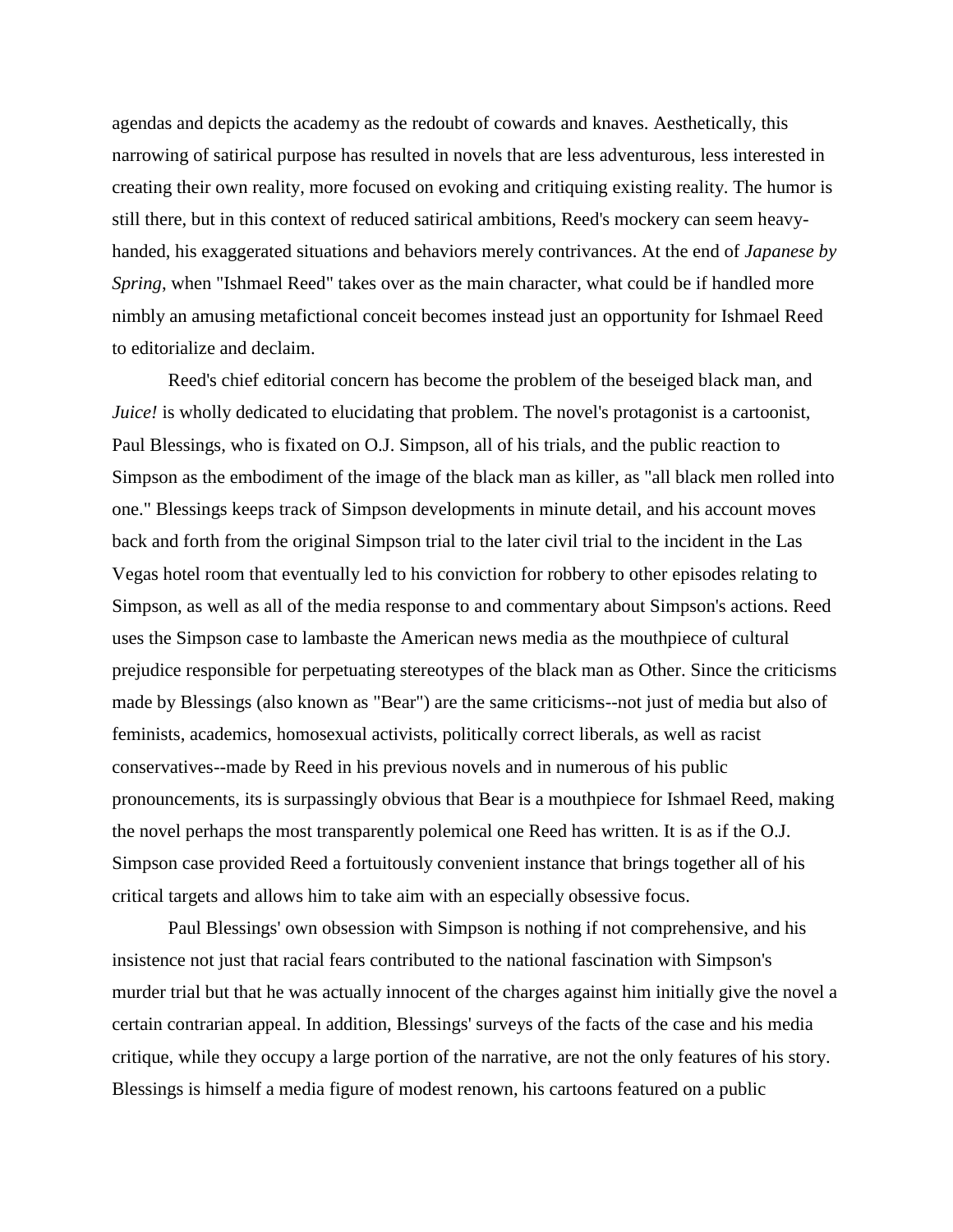agendas and depicts the academy as the redoubt of cowards and knaves. Aesthetically, this narrowing of satirical purpose has resulted in novels that are less adventurous, less interested in creating their own reality, more focused on evoking and critiquing existing reality. The humor is still there, but in this context of reduced satirical ambitions, Reed's mockery can seem heavy-handed, his exaggerated situations and behaviors merely contrivances. At the end of *Japanese by Spring*, when "Ishmael Reed" takes over as the main character, what could be if handled more nimbly an amusing metafictional conceit becomes instead just an opportunity for Ishmael Reed to editorialize and declaim.

Reed's chief editorial concern has become the problem of the beseiged black man, and *Juice!* is wholly dedicated to elucidating that problem. The novel's protagonist is a cartoonist, Paul Blessings, who is fixated on O.J. Simpson, all of his trials, and the public reaction to Simpson as the embodiment of the image of the black man as killer, as "all black men rolled into one." Blessings keeps track of Simpson developments in minute detail, and his account moves back and forth from the original Simpson trial to the later civil trial to the incident in the Las Vegas hotel room that eventually led to his conviction for robbery to other episodes relating to Simpson, as well as all of the media response to and commentary about Simpson's actions. Reed uses the Simpson case to lambaste the American news media as the mouthpiece of cultural prejudice responsible for perpetuating stereotypes of the black man as Other. Since the criticisms made by Blessings (also known as "Bear") are the same criticisms--not just of media but also of feminists, academics, homosexual activists, politically correct liberals, as well as racist conservatives--made by Reed in his previous novels and in numerous of his public pronouncements, its is surpassingly obvious that Bear is a mouthpiece for Ishmael Reed, making the novel perhaps the most transparently polemical one Reed has written. It is as if the O.J. Simpson case provided Reed a fortuitously convenient instance that brings together all of his critical targets and allows him to take aim with an especially obsessive focus.

Paul Blessings' own obsession with Simpson is nothing if not comprehensive, and his insistence not just that racial fears contributed to the national fascination with Simpson's murder trial but that he was actually innocent of the charges against him initially give the novel a certain contrarian appeal. In addition, Blessings' surveys of the facts of the case and his media critique, while they occupy a large portion of the narrative, are not the only features of his story. Blessings is himself a media figure of modest renown, his cartoons featured on a public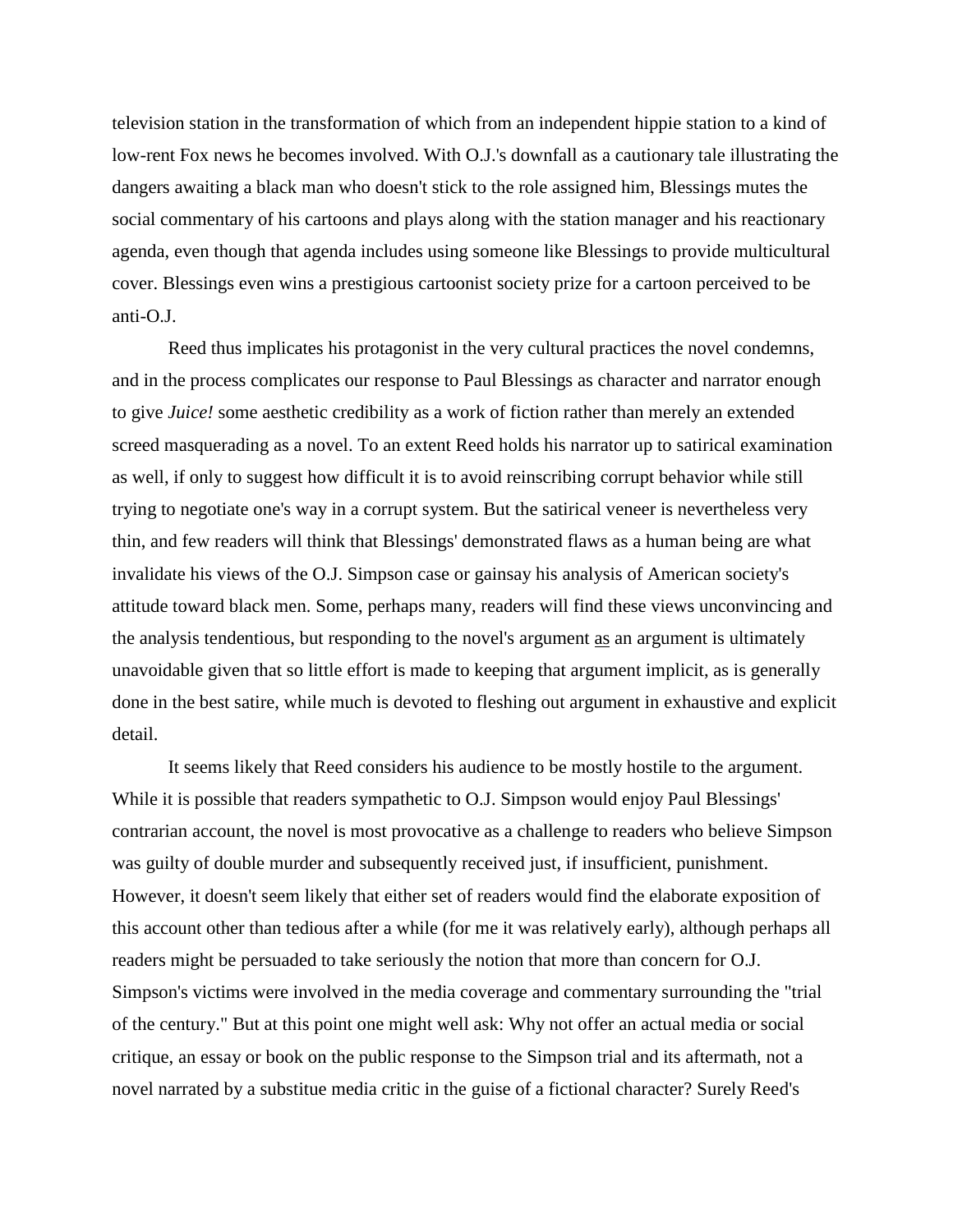television station in the transformation of which from an independent hippie station to a kind of low-rent Fox news he becomes involved. With O.J.'s downfall as a cautionary tale illustrating the dangers awaiting a black man who doesn't stick to the role assigned him, Blessings mutes the social commentary of his cartoons and plays along with the station manager and his reactionary agenda, even though that agenda includes using someone like Blessings to provide multicultural cover. Blessings even wins a prestigious cartoonist society prize for a cartoon perceived to be anti-O.J.

Reed thus implicates his protagonist in the very cultural practices the novel condemns, and in the process complicates our response to Paul Blessings as character and narrator enough to give *Juice!* some aesthetic credibility as a work of fiction rather than merely an extended screed masquerading as a novel. To an extent Reed holds his narrator up to satirical examination as well, if only to suggest how difficult it is to avoid reinscribing corrupt behavior while still trying to negotiate one's way in a corrupt system. But the satirical veneer is nevertheless very thin, and few readers will think that Blessings' demonstrated flaws as a human being are what invalidate his views of the O.J. Simpson case or gainsay his analysis of American society's attitude toward black men. Some, perhaps many, readers will find these views unconvincing and the analysis tendentious, but responding to the novel's argument <u>as</u> an argument is ultimately unavoidable given that so little effort is made to keeping that argument implicit, as is generally done in the best satire, while much is devoted to fleshing out argument in exhaustive and explicit detail.

It seems likely that Reed considers his audience to be mostly hostile to the argument. While it is possible that readers sympathetic to O.J. Simpson would enjoy Paul Blessings' contrarian account, the novel is most provocative as a challenge to readers who believe Simpson was guilty of double murder and subsequently received just, if insufficient, punishment. However, it doesn't seem likely that either set of readers would find the elaborate exposition of this account other than tedious after a while (for me it was relatively early), although perhaps all readers might be persuaded to take seriously the notion that more than concern for O.J. Simpson's victims were involved in the media coverage and commentary surrounding the "trial of the century." But at this point one might well ask: Why not offer an actual media or social critique, an essay or book on the public response to the Simpson trial and its aftermath, not a novel narrated by a substitue media critic in the guise of a fictional character? Surely Reed's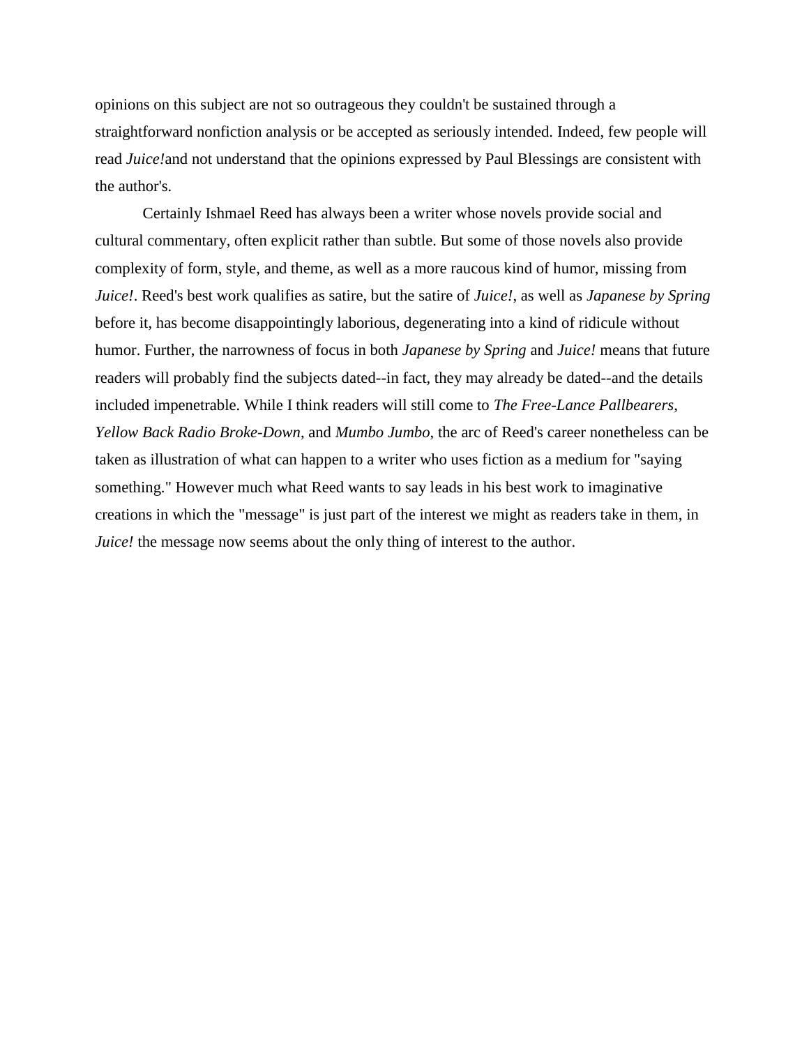opinions on this subject are not so outrageous they couldn't be sustained through a straightforward nonfiction analysis or be accepted as seriously intended. Indeed, few people will read *Juice!*and not understand that the opinions expressed by Paul Blessings are consistent with the author's.

Certainly Ishmael Reed has always been a writer whose novels provide social and cultural commentary, often explicit rather than subtle. But some of those novels also provide complexity of form, style, and theme, as well as a more raucous kind of humor, missing from *Juice!*. Reed's best work qualifies as satire, but the satire of *Juice!*, as well as *Japanese by Spring* before it, has become disappointingly laborious, degenerating into a kind of ridicule without humor. Further, the narrowness of focus in both *Japanese by Spring* and *Juice!* means that future readers will probably find the subjects dated--in fact, they may already be dated--and the details included impenetrable. While I think readers will still come to *The Free-Lance Pallbearers*, *Yellow Back Radio Broke-Down*, and *Mumbo Jumbo*, the arc of Reed's career nonetheless can be taken as illustration of what can happen to a writer who uses fiction as a medium for "saying something." However much what Reed wants to say leads in his best work to imaginative creations in which the "message" is just part of the interest we might as readers take in them, in *Juice!* the message now seems about the only thing of interest to the author.